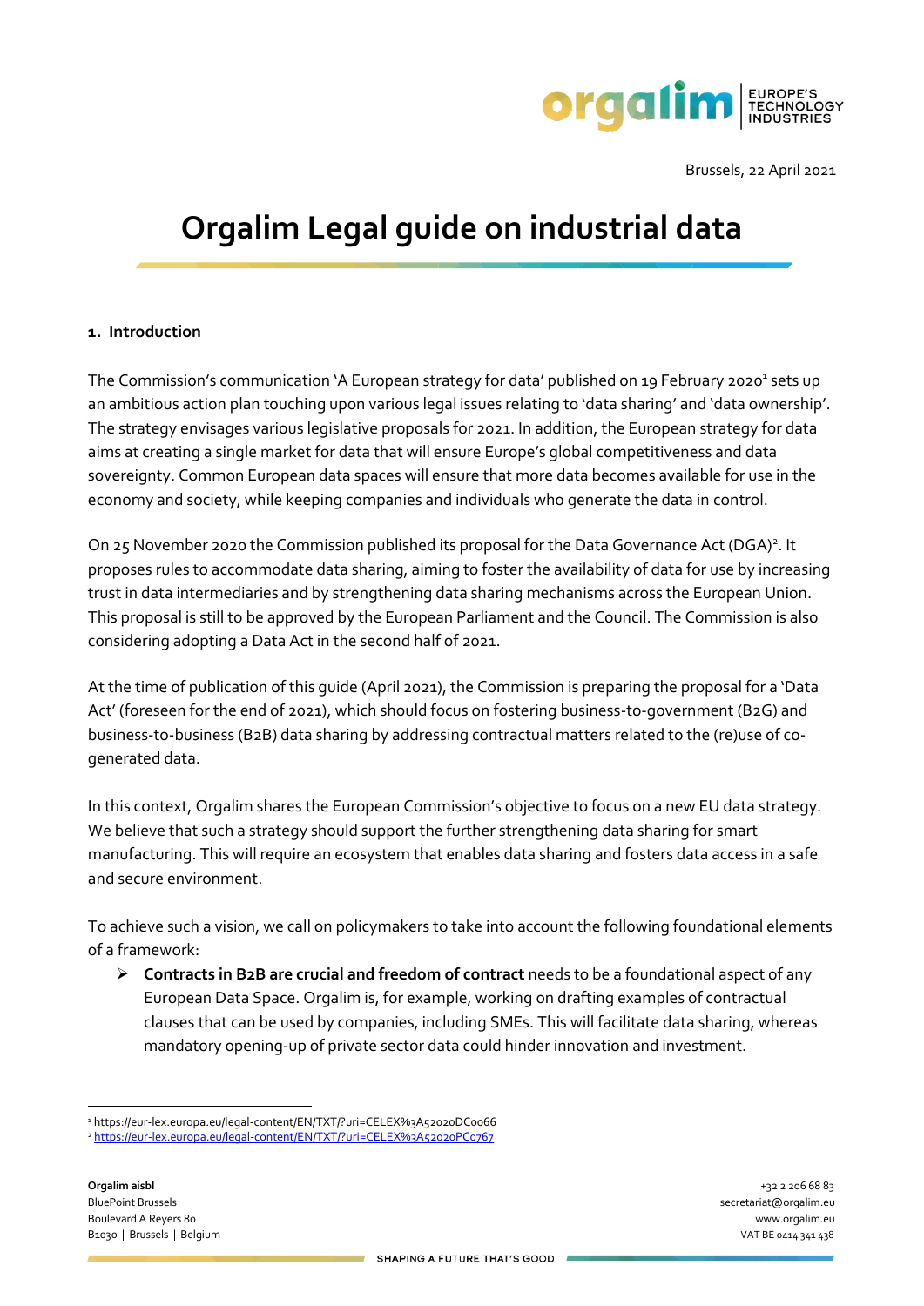Brussels, 22 April 2021

# Orgalim Legal guide on industrial data

## 1. Introduction

The Commission's communication 'A European strategy for data' published on 19 February 2020[1] sets up an ambitious action plan touching upon various legal issues relating to 'data sharing' and 'data ownership'. The strategy envisages various legislative proposals for 2021. In addition, the European strategy for data aims at creating a single market for data that will ensure Europe's global competitiveness and data sovereignty. Common European data spaces will ensure that more data becomes available for use in the economy and society, while keeping companies and individuals who generate the data in control.

On 25 November 2020 the Commission published its proposal for the Data Governance Act (DGA)[2]. It proposes rules to accommodate data sharing, aiming to foster the availability of data for use by increasing trust in data intermediaries and by strengthening data sharing mechanisms across the European Union. This proposal is still to be approved by the European Parliament and the Council. The Commission is also considering adopting a Data Act in the second half of 2021.

At the time of publication of this guide (April 2021), the Commission is preparing the proposal for a 'Data Act' (foreseen for the end of 2021), which should focus on fostering business-to-government (B2G) and business-to-business (B2B) data sharing by addressing contractual matters related to the (re)use of co-generated data.

In this context, Orgalim shares the European Commission's objective to focus on a new EU data strategy. We believe that such a strategy should support the further strengthening data sharing for smart manufacturing. This will require an ecosystem that enables data sharing and fosters data access in a safe and secure environment.

To achieve such a vision, we call on policymakers to take into account the following foundational elements of a framework:

- **Contracts in B2B are crucial and freedom of contract** needs to be a foundational aspect of any European Data Space. Orgalim is, for example, working on drafting examples of contractual clauses that can be used by companies, including SMEs. This will facilitate data sharing, whereas mandatory opening-up of private sector data could hinder innovation and investment.

[1] https://eur-lex.europa.eu/legal-content/EN/TXT/?uri=CELEX%3A52020DC0066

[2] https://eur-lex.europa.eu/legal-content/EN/TXT/?uri=CELEX%3A52020PC0767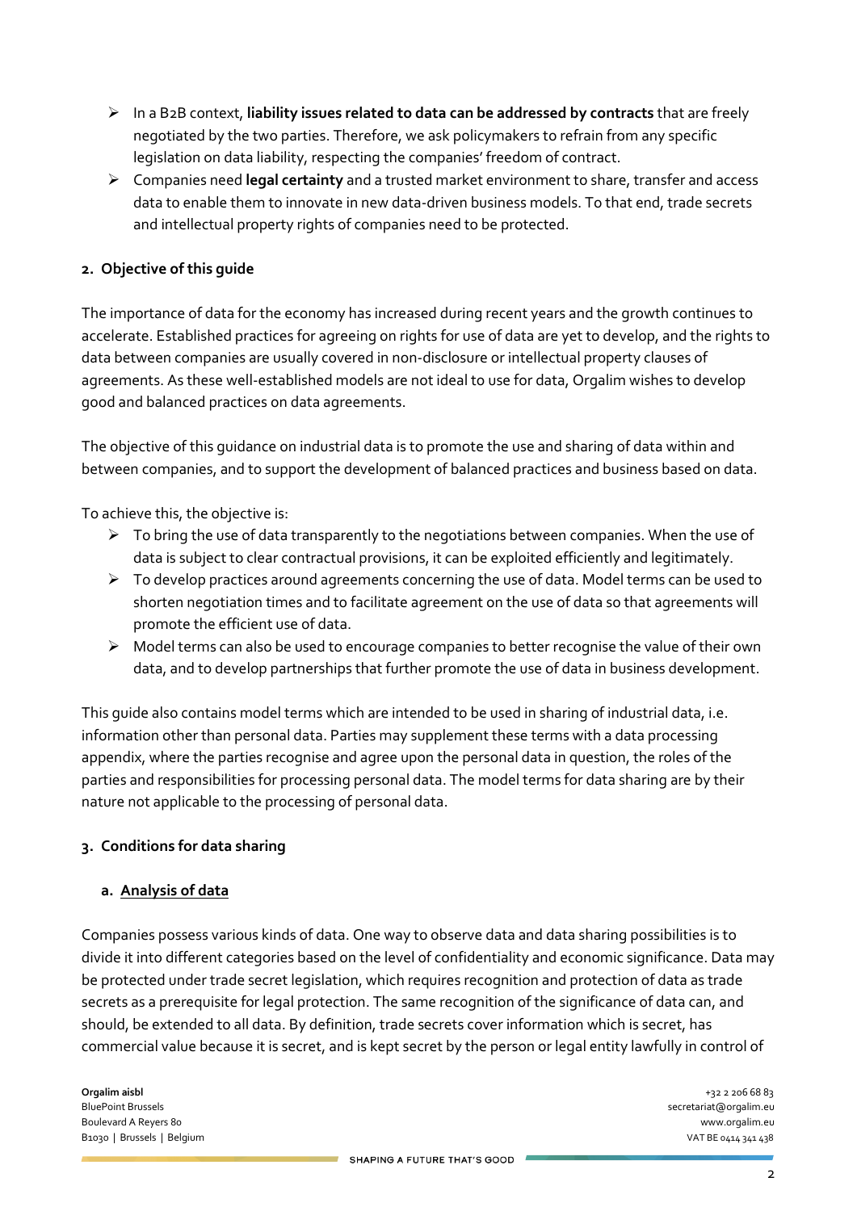- In a B2B context, **liability issues related to data can be addressed by contracts** that are freely negotiated by the two parties. Therefore, we ask policymakers to refrain from any specific legislation on data liability, respecting the companies' freedom of contract.
- Companies need **legal certainty** and a trusted market environment to share, transfer and access data to enable them to innovate in new data-driven business models. To that end, trade secrets and intellectual property rights of companies need to be protected.

## 2. Objective of this guide

The importance of data for the economy has increased during recent years and the growth continues to accelerate. Established practices for agreeing on rights for use of data are yet to develop, and the rights to data between companies are usually covered in non-disclosure or intellectual property clauses of agreements. As these well-established models are not ideal to use for data, Orgalim wishes to develop good and balanced practices on data agreements.

The objective of this guidance on industrial data is to promote the use and sharing of data within and between companies, and to support the development of balanced practices and business based on data.

To achieve this, the objective is:

- To bring the use of data transparently to the negotiations between companies. When the use of data is subject to clear contractual provisions, it can be exploited efficiently and legitimately.
- To develop practices around agreements concerning the use of data. Model terms can be used to shorten negotiation times and to facilitate agreement on the use of data so that agreements will promote the efficient use of data.
- Model terms can also be used to encourage companies to better recognise the value of their own data, and to develop partnerships that further promote the use of data in business development.

This guide also contains model terms which are intended to be used in sharing of industrial data, i.e. information other than personal data. Parties may supplement these terms with a data processing appendix, where the parties recognise and agree upon the personal data in question, the roles of the parties and responsibilities for processing personal data. The model terms for data sharing are by their nature not applicable to the processing of personal data.

## 3. Conditions for data sharing

### a. Analysis of data

Companies possess various kinds of data. One way to observe data and data sharing possibilities is to divide it into different categories based on the level of confidentiality and economic significance. Data may be protected under trade secret legislation, which requires recognition and protection of data as trade secrets as a prerequisite for legal protection. The same recognition of the significance of data can, and should, be extended to all data. By definition, trade secrets cover information which is secret, has commercial value because it is secret, and is kept secret by the person or legal entity lawfully in control of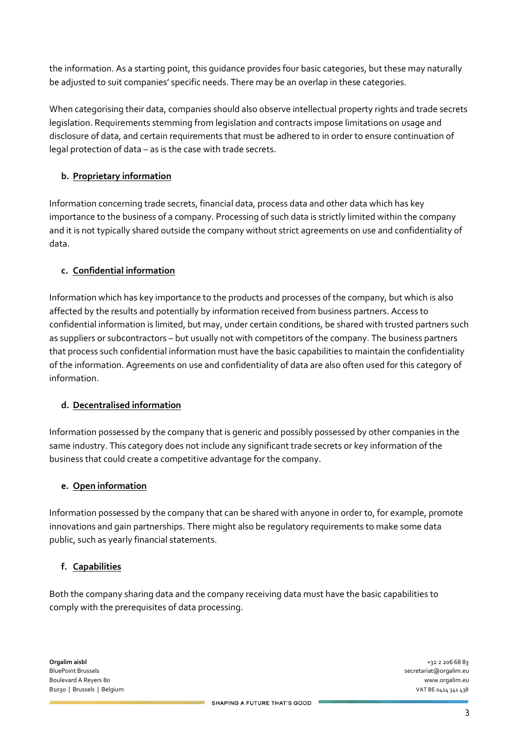the information. As a starting point, this guidance provides four basic categories, but these may naturally be adjusted to suit companies' specific needs. There may be an overlap in these categories.

When categorising their data, companies should also observe intellectual property rights and trade secrets legislation. Requirements stemming from legislation and contracts impose limitations on usage and disclosure of data, and certain requirements that must be adhered to in order to ensure continuation of legal protection of data – as is the case with trade secrets.

### b. Proprietary information

Information concerning trade secrets, financial data, process data and other data which has key importance to the business of a company. Processing of such data is strictly limited within the company and it is not typically shared outside the company without strict agreements on use and confidentiality of data.

### c. Confidential information

Information which has key importance to the products and processes of the company, but which is also affected by the results and potentially by information received from business partners. Access to confidential information is limited, but may, under certain conditions, be shared with trusted partners such as suppliers or subcontractors – but usually not with competitors of the company. The business partners that process such confidential information must have the basic capabilities to maintain the confidentiality of the information. Agreements on use and confidentiality of data are also often used for this category of information.

### d. Decentralised information

Information possessed by the company that is generic and possibly possessed by other companies in the same industry. This category does not include any significant trade secrets or key information of the business that could create a competitive advantage for the company.

### e. Open information

Information possessed by the company that can be shared with anyone in order to, for example, promote innovations and gain partnerships. There might also be regulatory requirements to make some data public, such as yearly financial statements.

### f. Capabilities

Both the company sharing data and the company receiving data must have the basic capabilities to comply with the prerequisites of data processing.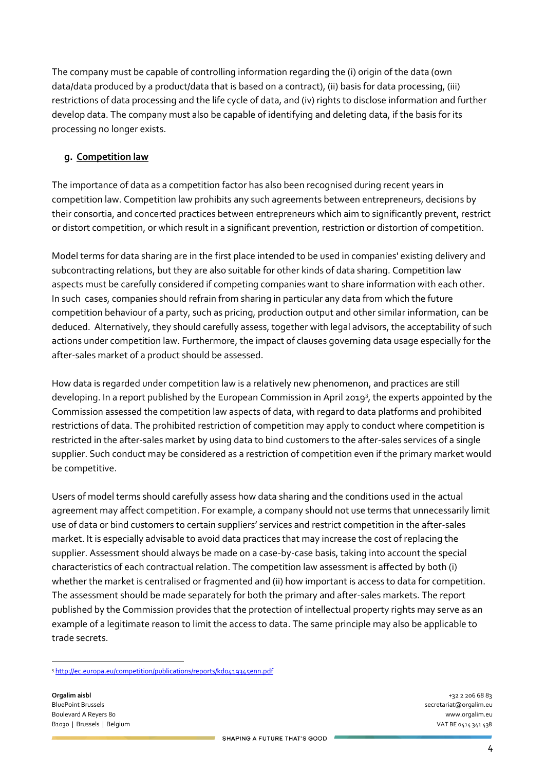The company must be capable of controlling information regarding the (i) origin of the data (own data/data produced by a product/data that is based on a contract), (ii) basis for data processing, (iii) restrictions of data processing and the life cycle of data, and (iv) rights to disclose information and further develop data. The company must also be capable of identifying and deleting data, if the basis for its processing no longer exists.

### g. Competition law

The importance of data as a competition factor has also been recognised during recent years in competition law. Competition law prohibits any such agreements between entrepreneurs, decisions by their consortia, and concerted practices between entrepreneurs which aim to significantly prevent, restrict or distort competition, or which result in a significant prevention, restriction or distortion of competition.

Model terms for data sharing are in the first place intended to be used in companies' existing delivery and subcontracting relations, but they are also suitable for other kinds of data sharing. Competition law aspects must be carefully considered if competing companies want to share information with each other. In such cases, companies should refrain from sharing in particular any data from which the future competition behaviour of a party, such as pricing, production output and other similar information, can be deduced. Alternatively, they should carefully assess, together with legal advisors, the acceptability of such actions under competition law. Furthermore, the impact of clauses governing data usage especially for the after-sales market of a product should be assessed.

How data is regarded under competition law is a relatively new phenomenon, and practices are still developing. In a report published by the European Commission in April 2019[3], the experts appointed by the Commission assessed the competition law aspects of data, with regard to data platforms and prohibited restrictions of data. The prohibited restriction of competition may apply to conduct where competition is restricted in the after-sales market by using data to bind customers to the after-sales services of a single supplier. Such conduct may be considered as a restriction of competition even if the primary market would be competitive.

Users of model terms should carefully assess how data sharing and the conditions used in the actual agreement may affect competition. For example, a company should not use terms that unnecessarily limit use of data or bind customers to certain suppliers' services and restrict competition in the after-sales market. It is especially advisable to avoid data practices that may increase the cost of replacing the supplier. Assessment should always be made on a case-by-case basis, taking into account the special characteristics of each contractual relation. The competition law assessment is affected by both (i) whether the market is centralised or fragmented and (ii) how important is access to data for competition. The assessment should be made separately for both the primary and after-sales markets. The report published by the Commission provides that the protection of intellectual property rights may serve as an example of a legitimate reason to limit the access to data. The same principle may also be applicable to trade secrets.

[3] http://ec.europa.eu/competition/publications/reports/kd0419345enn.pdf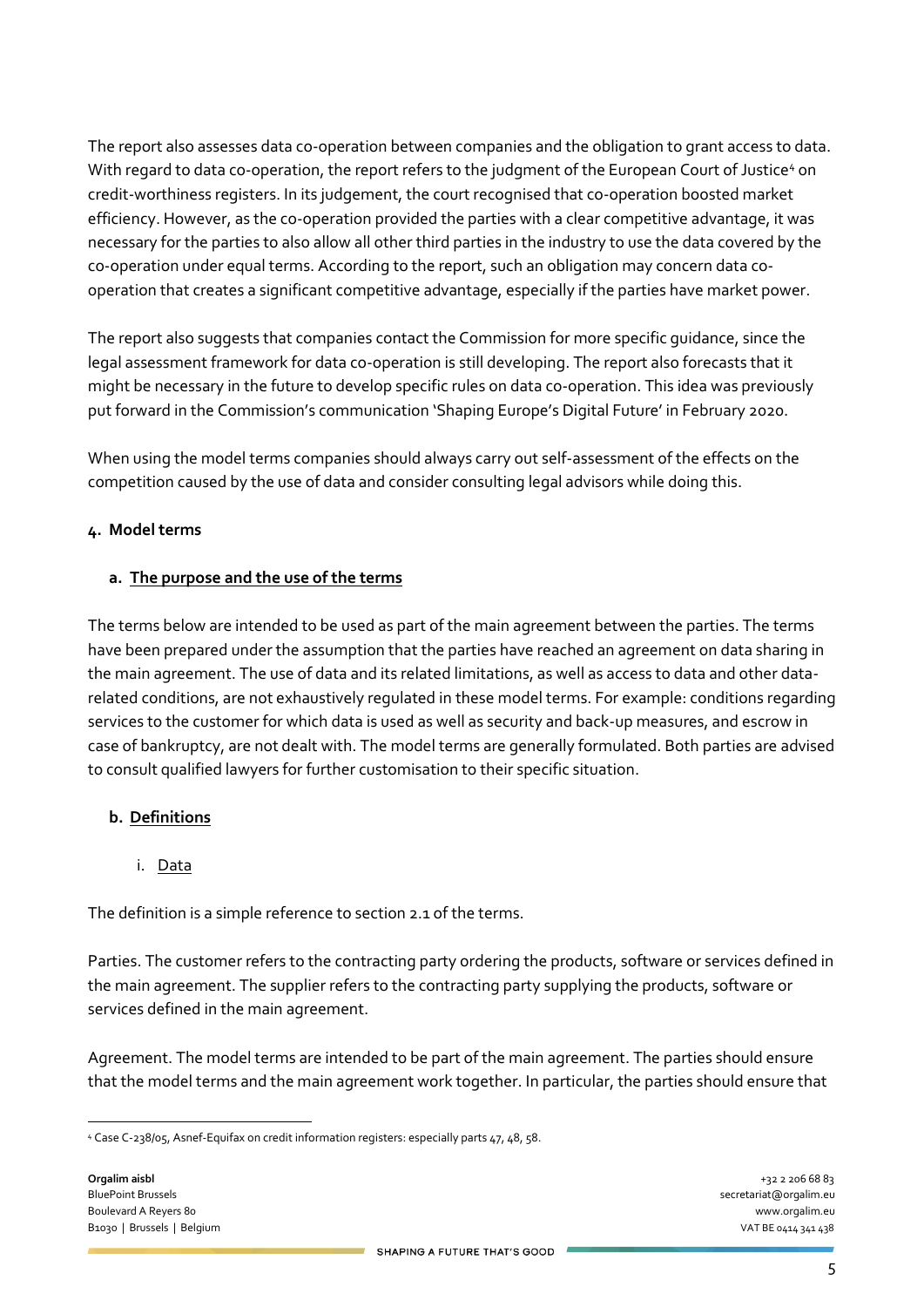The report also assesses data co-operation between companies and the obligation to grant access to data. With regard to data co-operation, the report refers to the judgment of the European Court of Justice[4] on credit-worthiness registers. In its judgement, the court recognised that co-operation boosted market efficiency. However, as the co-operation provided the parties with a clear competitive advantage, it was necessary for the parties to also allow all other third parties in the industry to use the data covered by the co-operation under equal terms. According to the report, such an obligation may concern data co-operation that creates a significant competitive advantage, especially if the parties have market power.

The report also suggests that companies contact the Commission for more specific guidance, since the legal assessment framework for data co-operation is still developing. The report also forecasts that it might be necessary in the future to develop specific rules on data co-operation. This idea was previously put forward in the Commission's communication 'Shaping Europe's Digital Future' in February 2020.

When using the model terms companies should always carry out self-assessment of the effects on the competition caused by the use of data and consider consulting legal advisors while doing this.

## 4. Model terms

### a. The purpose and the use of the terms

The terms below are intended to be used as part of the main agreement between the parties. The terms have been prepared under the assumption that the parties have reached an agreement on data sharing in the main agreement. The use of data and its related limitations, as well as access to data and other data-related conditions, are not exhaustively regulated in these model terms. For example: conditions regarding services to the customer for which data is used as well as security and back-up measures, and escrow in case of bankruptcy, are not dealt with. The model terms are generally formulated. Both parties are advised to consult qualified lawyers for further customisation to their specific situation.

### b. Definitions

#### i. Data

The definition is a simple reference to section 2.1 of the terms.

Parties. The customer refers to the contracting party ordering the products, software or services defined in the main agreement. The supplier refers to the contracting party supplying the products, software or services defined in the main agreement.

Agreement. The model terms are intended to be part of the main agreement. The parties should ensure that the model terms and the main agreement work together. In particular, the parties should ensure that

[4] Case C-238/05, Asnef-Equifax on credit information registers: especially parts 47, 48, 58.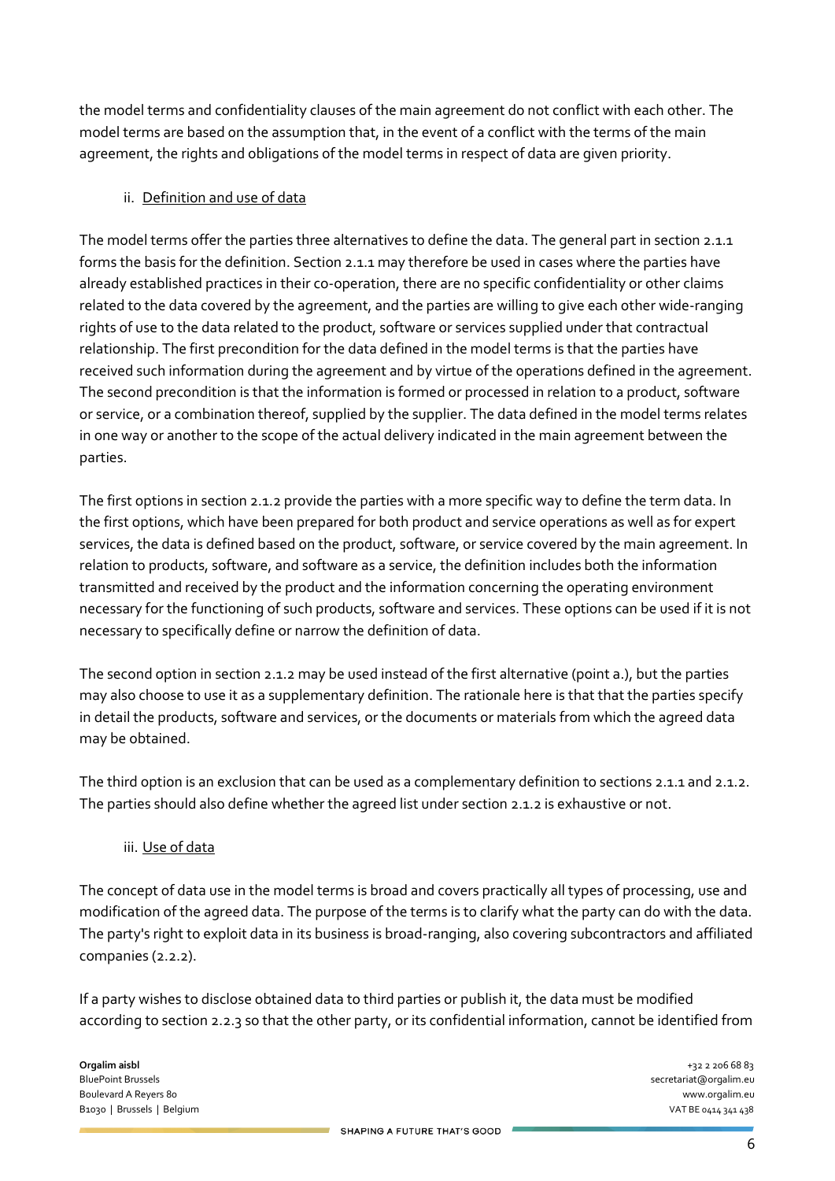the model terms and confidentiality clauses of the main agreement do not conflict with each other. The model terms are based on the assumption that, in the event of a conflict with the terms of the main agreement, the rights and obligations of the model terms in respect of data are given priority.

ii. Definition and use of data

The model terms offer the parties three alternatives to define the data. The general part in section 2.1.1 forms the basis for the definition. Section 2.1.1 may therefore be used in cases where the parties have already established practices in their co-operation, there are no specific confidentiality or other claims related to the data covered by the agreement, and the parties are willing to give each other wide-ranging rights of use to the data related to the product, software or services supplied under that contractual relationship. The first precondition for the data defined in the model terms is that the parties have received such information during the agreement and by virtue of the operations defined in the agreement. The second precondition is that the information is formed or processed in relation to a product, software or service, or a combination thereof, supplied by the supplier. The data defined in the model terms relates in one way or another to the scope of the actual delivery indicated in the main agreement between the parties.

The first options in section 2.1.2 provide the parties with a more specific way to define the term data. In the first options, which have been prepared for both product and service operations as well as for expert services, the data is defined based on the product, software, or service covered by the main agreement. In relation to products, software, and software as a service, the definition includes both the information transmitted and received by the product and the information concerning the operating environment necessary for the functioning of such products, software and services. These options can be used if it is not necessary to specifically define or narrow the definition of data.

The second option in section 2.1.2 may be used instead of the first alternative (point a.), but the parties may also choose to use it as a supplementary definition. The rationale here is that that the parties specify in detail the products, software and services, or the documents or materials from which the agreed data may be obtained.

The third option is an exclusion that can be used as a complementary definition to sections 2.1.1 and 2.1.2. The parties should also define whether the agreed list under section 2.1.2 is exhaustive or not.

iii. Use of data

The concept of data use in the model terms is broad and covers practically all types of processing, use and modification of the agreed data. The purpose of the terms is to clarify what the party can do with the data. The party's right to exploit data in its business is broad-ranging, also covering subcontractors and affiliated companies (2.2.2).

If a party wishes to disclose obtained data to third parties or publish it, the data must be modified according to section 2.2.3 so that the other party, or its confidential information, cannot be identified from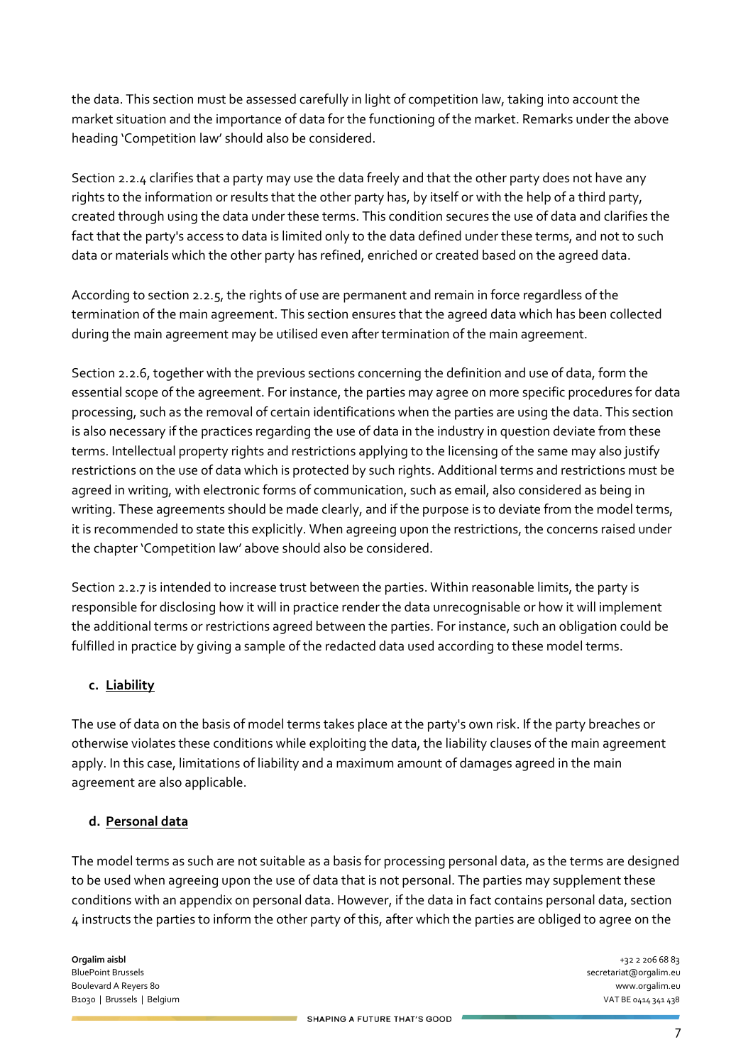the data. This section must be assessed carefully in light of competition law, taking into account the market situation and the importance of data for the functioning of the market. Remarks under the above heading 'Competition law' should also be considered.

Section 2.2.4 clarifies that a party may use the data freely and that the other party does not have any rights to the information or results that the other party has, by itself or with the help of a third party, created through using the data under these terms. This condition secures the use of data and clarifies the fact that the party's access to data is limited only to the data defined under these terms, and not to such data or materials which the other party has refined, enriched or created based on the agreed data.

According to section 2.2.5, the rights of use are permanent and remain in force regardless of the termination of the main agreement. This section ensures that the agreed data which has been collected during the main agreement may be utilised even after termination of the main agreement.

Section 2.2.6, together with the previous sections concerning the definition and use of data, form the essential scope of the agreement. For instance, the parties may agree on more specific procedures for data processing, such as the removal of certain identifications when the parties are using the data. This section is also necessary if the practices regarding the use of data in the industry in question deviate from these terms. Intellectual property rights and restrictions applying to the licensing of the same may also justify restrictions on the use of data which is protected by such rights. Additional terms and restrictions must be agreed in writing, with electronic forms of communication, such as email, also considered as being in writing. These agreements should be made clearly, and if the purpose is to deviate from the model terms, it is recommended to state this explicitly. When agreeing upon the restrictions, the concerns raised under the chapter 'Competition law' above should also be considered.

Section 2.2.7 is intended to increase trust between the parties. Within reasonable limits, the party is responsible for disclosing how it will in practice render the data unrecognisable or how it will implement the additional terms or restrictions agreed between the parties. For instance, such an obligation could be fulfilled in practice by giving a sample of the redacted data used according to these model terms.

### c. Liability

The use of data on the basis of model terms takes place at the party's own risk. If the party breaches or otherwise violates these conditions while exploiting the data, the liability clauses of the main agreement apply. In this case, limitations of liability and a maximum amount of damages agreed in the main agreement are also applicable.

### d. Personal data

The model terms as such are not suitable as a basis for processing personal data, as the terms are designed to be used when agreeing upon the use of data that is not personal. The parties may supplement these conditions with an appendix on personal data. However, if the data in fact contains personal data, section 4 instructs the parties to inform the other party of this, after which the parties are obliged to agree on the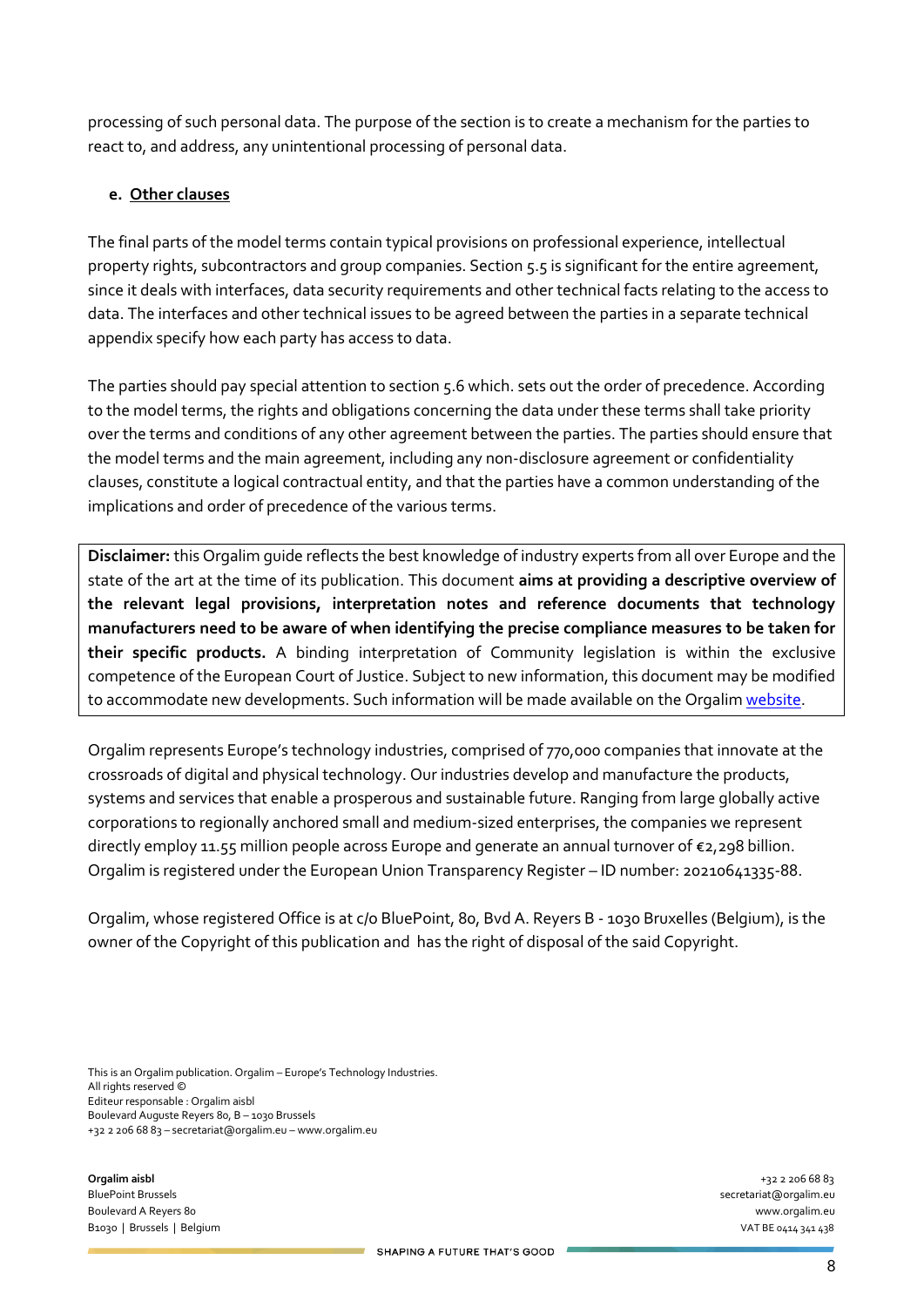processing of such personal data. The purpose of the section is to create a mechanism for the parties to react to, and address, any unintentional processing of personal data.

**e. Other clauses**

The final parts of the model terms contain typical provisions on professional experience, intellectual property rights, subcontractors and group companies. Section 5.5 is significant for the entire agreement, since it deals with interfaces, data security requirements and other technical facts relating to the access to data. The interfaces and other technical issues to be agreed between the parties in a separate technical appendix specify how each party has access to data.

The parties should pay special attention to section 5.6 which. sets out the order of precedence. According to the model terms, the rights and obligations concerning the data under these terms shall take priority over the terms and conditions of any other agreement between the parties. The parties should ensure that the model terms and the main agreement, including any non-disclosure agreement or confidentiality clauses, constitute a logical contractual entity, and that the parties have a common understanding of the implications and order of precedence of the various terms.

**Disclaimer:** this Orgalim guide reflects the best knowledge of industry experts from all over Europe and the state of the art at the time of its publication. This document **aims at providing a descriptive overview of the relevant legal provisions, interpretation notes and reference documents that technology manufacturers need to be aware of when identifying the precise compliance measures to be taken for their specific products.** A binding interpretation of Community legislation is within the exclusive competence of the European Court of Justice. Subject to new information, this document may be modified to accommodate new developments. Such information will be made available on the Orgalim website.

Orgalim represents Europe's technology industries, comprised of 770,000 companies that innovate at the crossroads of digital and physical technology. Our industries develop and manufacture the products, systems and services that enable a prosperous and sustainable future. Ranging from large globally active corporations to regionally anchored small and medium-sized enterprises, the companies we represent directly employ 11.55 million people across Europe and generate an annual turnover of €2,298 billion. Orgalim is registered under the European Union Transparency Register – ID number: 20210641335-88.

Orgalim, whose registered Office is at c/o BluePoint, 80, Bvd A. Reyers B - 1030 Bruxelles (Belgium), is the owner of the Copyright of this publication and has the right of disposal of the said Copyright.

This is an Orgalim publication. Orgalim – Europe's Technology Industries.
All rights reserved ©
Editeur responsable : Orgalim aisbl
Boulevard Auguste Reyers 80, B – 1030 Brussels
+32 2 206 68 83 – secretariat@orgalim.eu – www.orgalim.eu

**Orgalim aisbl**
BluePoint Brussels
Boulevard A Reyers 80
B1030 | Brussels | Belgium

+32 2 206 68 83
secretariat@orgalim.eu
www.orgalim.eu
VAT BE 0414 341 438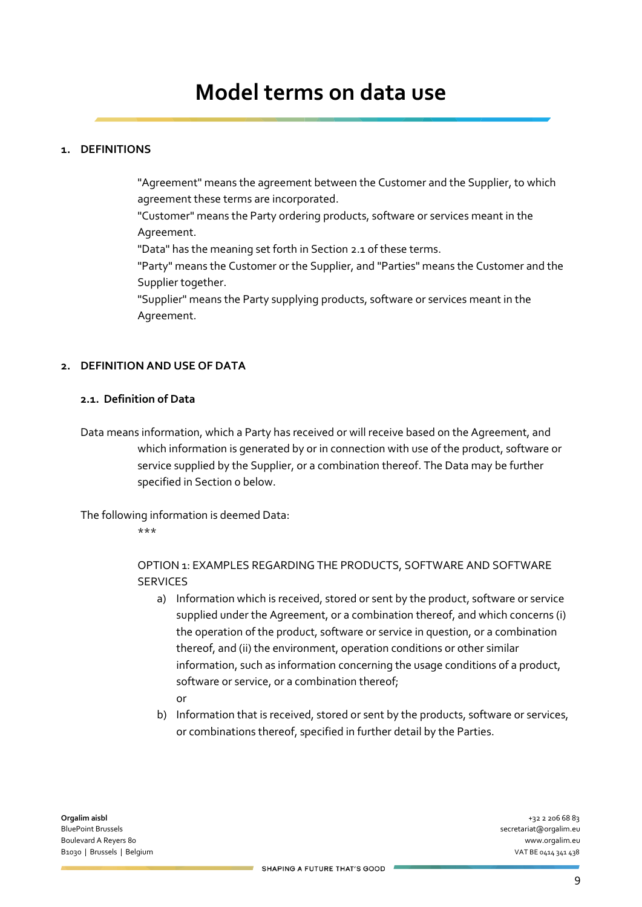# Model terms on data use

## 1. DEFINITIONS

"Agreement" means the agreement between the Customer and the Supplier, to which agreement these terms are incorporated.
"Customer" means the Party ordering products, software or services meant in the Agreement.
"Data" has the meaning set forth in Section 2.1 of these terms.
"Party" means the Customer or the Supplier, and "Parties" means the Customer and the Supplier together.
"Supplier" means the Party supplying products, software or services meant in the Agreement.

## 2. DEFINITION AND USE OF DATA

### 2.1. Definition of Data

Data means information, which a Party has received or will receive based on the Agreement, and which information is generated by or in connection with use of the product, software or service supplied by the Supplier, or a combination thereof. The Data may be further specified in Section 0 below.

The following information is deemed Data:

***

OPTION 1: EXAMPLES REGARDING THE PRODUCTS, SOFTWARE AND SOFTWARE SERVICES

a) Information which is received, stored or sent by the product, software or service supplied under the Agreement, or a combination thereof, and which concerns (i) the operation of the product, software or service in question, or a combination thereof, and (ii) the environment, operation conditions or other similar information, such as information concerning the usage conditions of a product, software or service, or a combination thereof;
or
b) Information that is received, stored or sent by the products, software or services, or combinations thereof, specified in further detail by the Parties.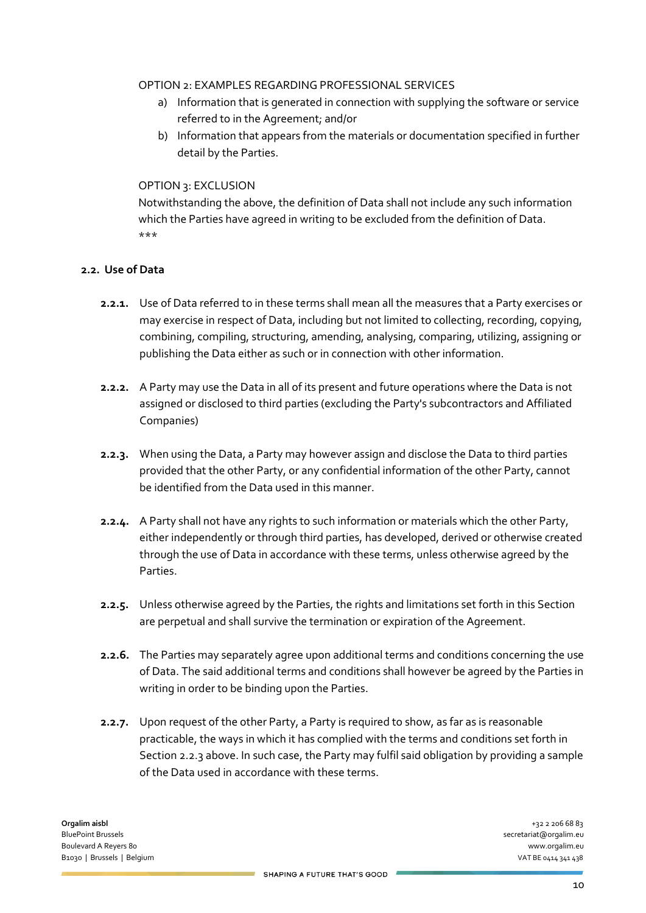OPTION 2: EXAMPLES REGARDING PROFESSIONAL SERVICES

a) Information that is generated in connection with supplying the software or service referred to in the Agreement; and/or
b) Information that appears from the materials or documentation specified in further detail by the Parties.

OPTION 3: EXCLUSION

Notwithstanding the above, the definition of Data shall not include any such information which the Parties have agreed in writing to be excluded from the definition of Data.

***

### 2.2. Use of Data

**2.2.1.** Use of Data referred to in these terms shall mean all the measures that a Party exercises or may exercise in respect of Data, including but not limited to collecting, recording, copying, combining, compiling, structuring, amending, analysing, comparing, utilizing, assigning or publishing the Data either as such or in connection with other information.

**2.2.2.** A Party may use the Data in all of its present and future operations where the Data is not assigned or disclosed to third parties (excluding the Party's subcontractors and Affiliated Companies)

**2.2.3.** When using the Data, a Party may however assign and disclose the Data to third parties provided that the other Party, or any confidential information of the other Party, cannot be identified from the Data used in this manner.

**2.2.4.** A Party shall not have any rights to such information or materials which the other Party, either independently or through third parties, has developed, derived or otherwise created through the use of Data in accordance with these terms, unless otherwise agreed by the Parties.

**2.2.5.** Unless otherwise agreed by the Parties, the rights and limitations set forth in this Section are perpetual and shall survive the termination or expiration of the Agreement.

**2.2.6.** The Parties may separately agree upon additional terms and conditions concerning the use of Data. The said additional terms and conditions shall however be agreed by the Parties in writing in order to be binding upon the Parties.

**2.2.7.** Upon request of the other Party, a Party is required to show, as far as is reasonable practicable, the ways in which it has complied with the terms and conditions set forth in Section 2.2.3 above. In such case, the Party may fulfil said obligation by providing a sample of the Data used in accordance with these terms.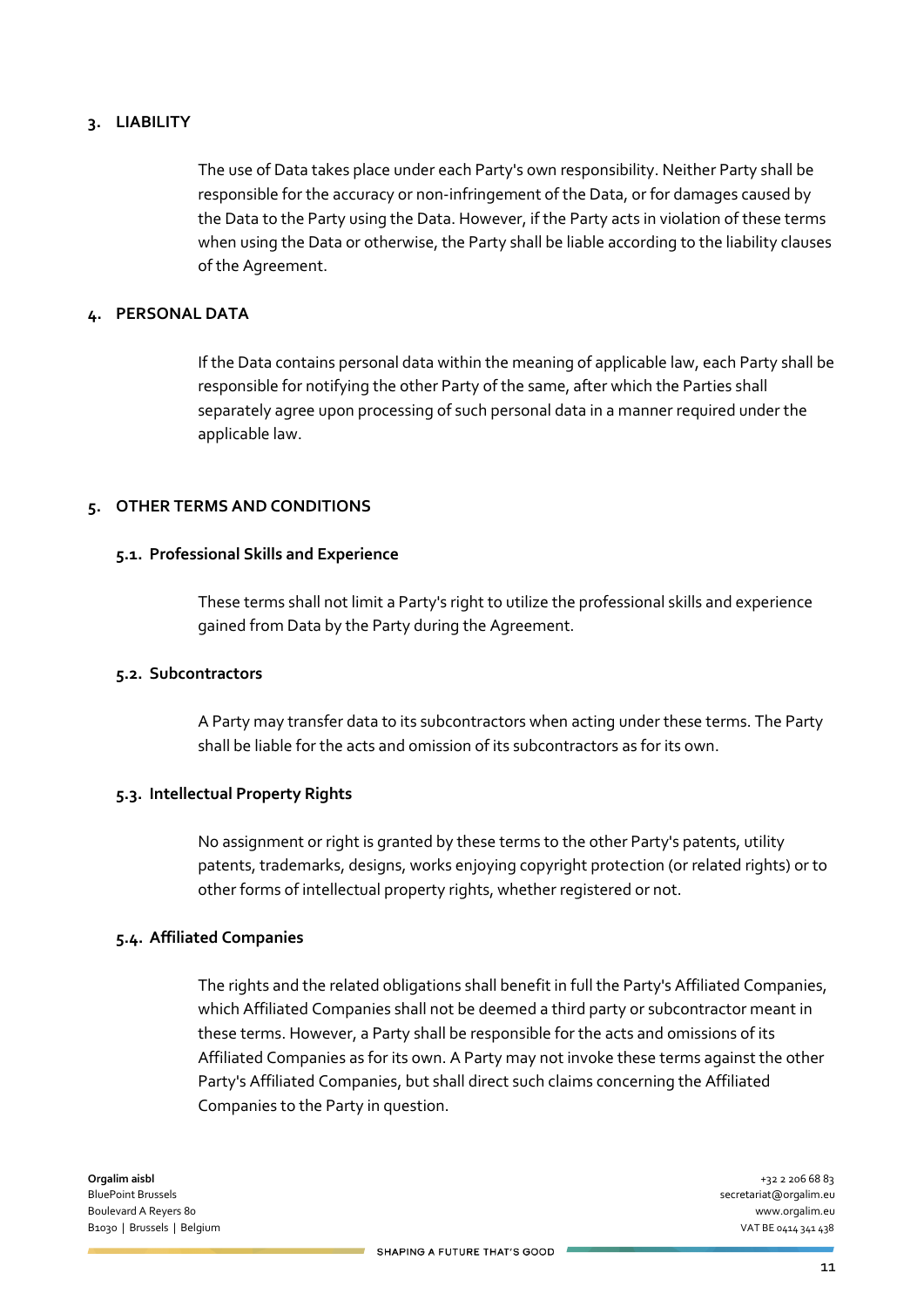## 3. LIABILITY

The use of Data takes place under each Party's own responsibility. Neither Party shall be responsible for the accuracy or non-infringement of the Data, or for damages caused by the Data to the Party using the Data. However, if the Party acts in violation of these terms when using the Data or otherwise, the Party shall be liable according to the liability clauses of the Agreement.

## 4. PERSONAL DATA

If the Data contains personal data within the meaning of applicable law, each Party shall be responsible for notifying the other Party of the same, after which the Parties shall separately agree upon processing of such personal data in a manner required under the applicable law.

## 5. OTHER TERMS AND CONDITIONS

### 5.1. Professional Skills and Experience

These terms shall not limit a Party's right to utilize the professional skills and experience gained from Data by the Party during the Agreement.

### 5.2. Subcontractors

A Party may transfer data to its subcontractors when acting under these terms. The Party shall be liable for the acts and omission of its subcontractors as for its own.

### 5.3. Intellectual Property Rights

No assignment or right is granted by these terms to the other Party's patents, utility patents, trademarks, designs, works enjoying copyright protection (or related rights) or to other forms of intellectual property rights, whether registered or not.

### 5.4. Affiliated Companies

The rights and the related obligations shall benefit in full the Party's Affiliated Companies, which Affiliated Companies shall not be deemed a third party or subcontractor meant in these terms. However, a Party shall be responsible for the acts and omissions of its Affiliated Companies as for its own. A Party may not invoke these terms against the other Party's Affiliated Companies, but shall direct such claims concerning the Affiliated Companies to the Party in question.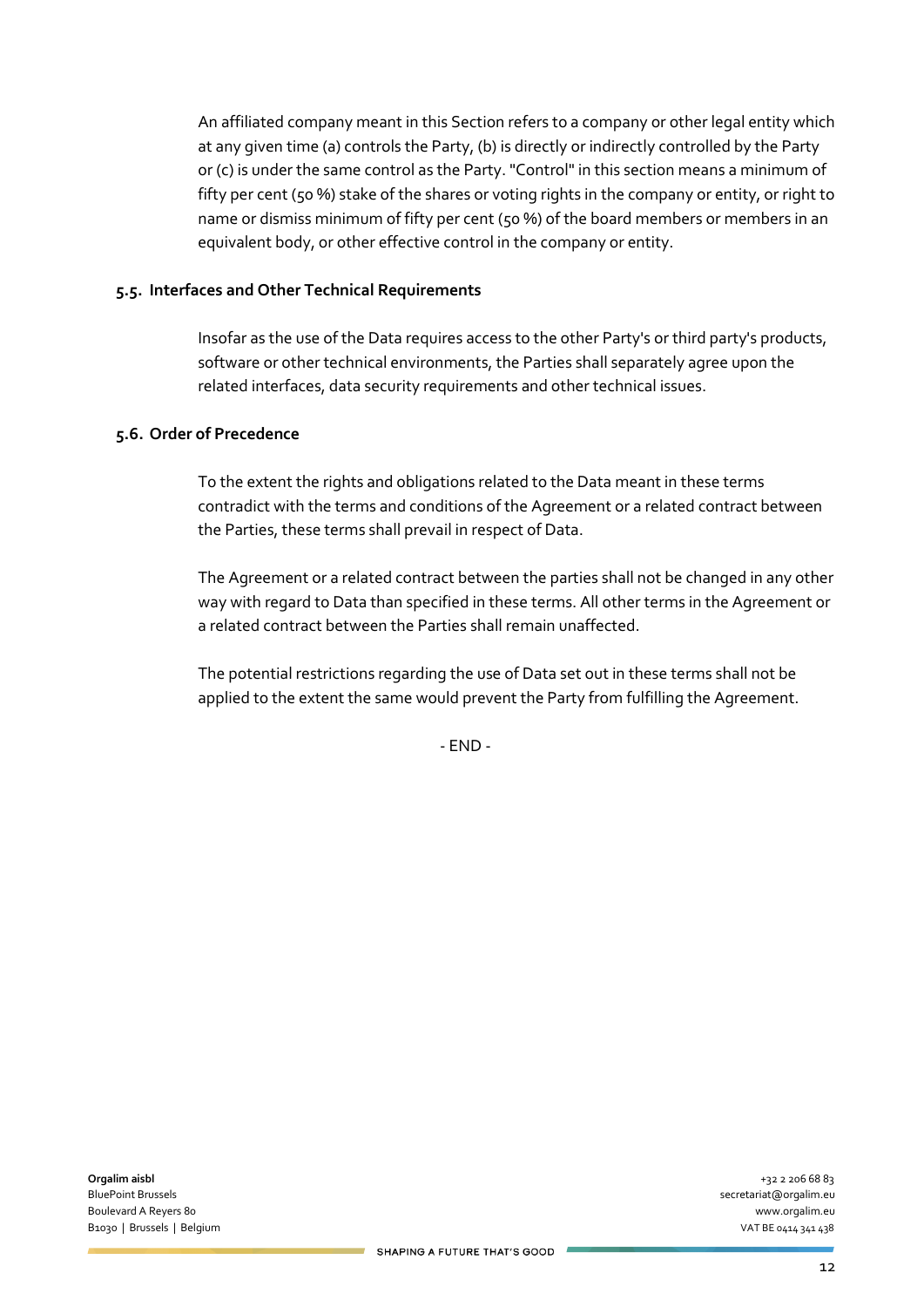An affiliated company meant in this Section refers to a company or other legal entity which at any given time (a) controls the Party, (b) is directly or indirectly controlled by the Party or (c) is under the same control as the Party. "Control" in this section means a minimum of fifty per cent (50 %) stake of the shares or voting rights in the company or entity, or right to name or dismiss minimum of fifty per cent (50 %) of the board members or members in an equivalent body, or other effective control in the company or entity.

### 5.5. Interfaces and Other Technical Requirements

Insofar as the use of the Data requires access to the other Party's or third party's products, software or other technical environments, the Parties shall separately agree upon the related interfaces, data security requirements and other technical issues.

### 5.6. Order of Precedence

To the extent the rights and obligations related to the Data meant in these terms contradict with the terms and conditions of the Agreement or a related contract between the Parties, these terms shall prevail in respect of Data.

The Agreement or a related contract between the parties shall not be changed in any other way with regard to Data than specified in these terms. All other terms in the Agreement or a related contract between the Parties shall remain unaffected.

The potential restrictions regarding the use of Data set out in these terms shall not be applied to the extent the same would prevent the Party from fulfilling the Agreement.

- END -